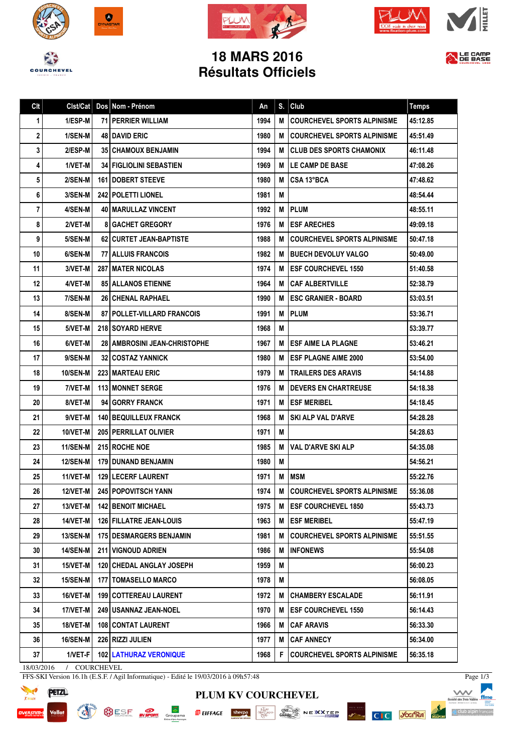# 18 MARS 2016
# Résultats Officiels

| Clt | Clst/Cat | Dos | Nom - Prénom | An | S. | Club | Temps |
|---|---|---|---|---|---|---|---|
| 1 | 1/ESP-M | 71 | PERRIER WILLIAM | 1994 | M | COURCHEVEL SPORTS ALPINISME | 45:12.85 |
| 2 | 1/SEN-M | 48 | DAVID ERIC | 1980 | M | COURCHEVEL SPORTS ALPINISME | 45:51.49 |
| 3 | 2/ESP-M | 35 | CHAMOUX BENJAMIN | 1994 | M | CLUB DES SPORTS CHAMONIX | 46:11.48 |
| 4 | 1/VET-M | 34 | FIGLIOLINI SEBASTIEN | 1969 | M | LE CAMP DE BASE | 47:08.26 |
| 5 | 2/SEN-M | 161 | DOBERT STEEVE | 1980 | M | CSA 13°BCA | 47:48.62 |
| 6 | 3/SEN-M | 242 | POLETTI LIONEL | 1981 | M | | 48:54.44 |
| 7 | 4/SEN-M | 40 | MARULLAZ VINCENT | 1992 | M | PLUM | 48:55.11 |
| 8 | 2/VET-M | 8 | GACHET GREGORY | 1976 | M | ESF ARECHES | 49:09.18 |
| 9 | 5/SEN-M | 62 | CURTET JEAN-BAPTISTE | 1988 | M | COURCHEVEL SPORTS ALPINISME | 50:47.18 |
| 10 | 6/SEN-M | 77 | ALLUIS FRANCOIS | 1982 | M | BUECH DEVOLUY VALGO | 50:49.00 |
| 11 | 3/VET-M | 287 | MATER NICOLAS | 1974 | M | ESF COURCHEVEL 1550 | 51:40.58 |
| 12 | 4/VET-M | 85 | ALLANOS ETIENNE | 1964 | M | CAF ALBERTVILLE | 52:38.79 |
| 13 | 7/SEN-M | 26 | CHENAL RAPHAEL | 1990 | M | ESC GRANIER - BOARD | 53:03.51 |
| 14 | 8/SEN-M | 87 | POLLET-VILLARD FRANCOIS | 1991 | M | PLUM | 53:36.71 |
| 15 | 5/VET-M | 218 | SOYARD HERVE | 1968 | M | | 53:39.77 |
| 16 | 6/VET-M | 28 | AMBROSINI JEAN-CHRISTOPHE | 1967 | M | ESF AIME LA PLAGNE | 53:46.21 |
| 17 | 9/SEN-M | 32 | COSTAZ YANNICK | 1980 | M | ESF PLAGNE AIME 2000 | 53:54.00 |
| 18 | 10/SEN-M | 223 | MARTEAU ERIC | 1979 | M | TRAILERS DES ARAVIS | 54:14.88 |
| 19 | 7/VET-M | 113 | MONNET SERGE | 1976 | M | DEVERS EN CHARTREUSE | 54:18.38 |
| 20 | 8/VET-M | 94 | GORRY FRANCK | 1971 | M | ESF MERIBEL | 54:18.45 |
| 21 | 9/VET-M | 140 | BEQUILLEUX FRANCK | 1968 | M | SKI ALP VAL D'ARVE | 54:28.28 |
| 22 | 10/VET-M | 205 | PERRILLAT OLIVIER | 1971 | M | | 54:28.63 |
| 23 | 11/SEN-M | 215 | ROCHE NOE | 1985 | M | VAL D'ARVE SKI ALP | 54:35.08 |
| 24 | 12/SEN-M | 179 | DUNAND BENJAMIN | 1980 | M | | 54:56.21 |
| 25 | 11/VET-M | 129 | LECERF LAURENT | 1971 | M | MSM | 55:22.76 |
| 26 | 12/VET-M | 245 | POPOVITSCH YANN | 1974 | M | COURCHEVEL SPORTS ALPINISME | 55:36.08 |
| 27 | 13/VET-M | 142 | BENOIT MICHAEL | 1975 | M | ESF COURCHEVEL 1850 | 55:43.73 |
| 28 | 14/VET-M | 126 | FILLATRE JEAN-LOUIS | 1963 | M | ESF MERIBEL | 55:47.19 |
| 29 | 13/SEN-M | 175 | DESMARGERS BENJAMIN | 1981 | M | COURCHEVEL SPORTS ALPINISME | 55:51.55 |
| 30 | 14/SEN-M | 211 | VIGNOUD ADRIEN | 1986 | M | INFONEWS | 55:54.08 |
| 31 | 15/VET-M | 120 | CHEDAL ANGLAY JOSEPH | 1959 | M | | 56:00.23 |
| 32 | 15/SEN-M | 177 | TOMASELLO MARCO | 1978 | M | | 56:08.05 |
| 33 | 16/VET-M | 199 | COTTEREAU LAURENT | 1972 | M | CHAMBERY ESCALADE | 56:11.91 |
| 34 | 17/VET-M | 249 | USANNAZ JEAN-NOEL | 1970 | M | ESF COURCHEVEL 1550 | 56:14.43 |
| 35 | 18/VET-M | 108 | CONTAT LAURENT | 1966 | M | CAF ARAVIS | 56:33.30 |
| 36 | 16/SEN-M | 226 | RIZZI JULIEN | 1977 | M | CAF ANNECY | 56:34.00 |
| 37 | 1/VET-F | 102 | LATHURAZ VERONIQUE | 1968 | F | COURCHEVEL SPORTS ALPINISME | 56:35.18 |

18/03/2016 / COURCHEVEL

FFS-SKI Version 16.1h (E.S.F. / Agil Informatique) - Edité le 19/03/2016 à 09h57:48

PLUM KV COURCHEVEL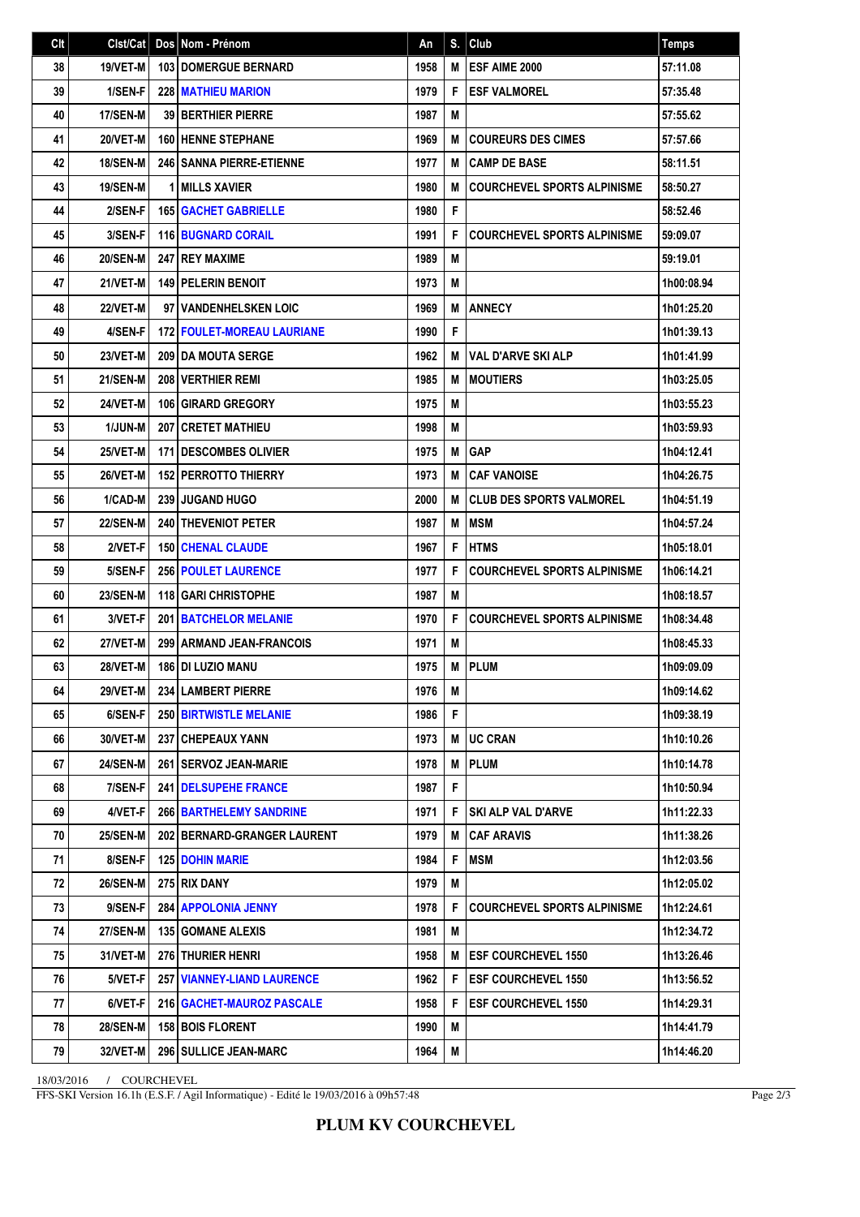| Clt | Clst/Cat | Dos | Nom - Prénom | An | S. | Club | Temps |
|---|---|---|---|---|---|---|---|
| 38 | 19/VET-M | 103 | DOMERGUE BERNARD | 1958 | M | ESF AIME 2000 | 57:11.08 |
| 39 | 1/SEN-F | 228 | MATHIEU MARION | 1979 | F | ESF VALMOREL | 57:35.48 |
| 40 | 17/SEN-M | 39 | BERTHIER PIERRE | 1987 | M | | 57:55.62 |
| 41 | 20/VET-M | 160 | HENNE STEPHANE | 1969 | M | COUREURS DES CIMES | 57:57.66 |
| 42 | 18/SEN-M | 246 | SANNA PIERRE-ETIENNE | 1977 | M | CAMP DE BASE | 58:11.51 |
| 43 | 19/SEN-M | 1 | MILLS XAVIER | 1980 | M | COURCHEVEL SPORTS ALPINISME | 58:50.27 |
| 44 | 2/SEN-F | 165 | GACHET GABRIELLE | 1980 | F | | 58:52.46 |
| 45 | 3/SEN-F | 116 | BUGNARD CORAIL | 1991 | F | COURCHEVEL SPORTS ALPINISME | 59:09.07 |
| 46 | 20/SEN-M | 247 | REY MAXIME | 1989 | M | | 59:19.01 |
| 47 | 21/VET-M | 149 | PELERIN BENOIT | 1973 | M | | 1h00:08.94 |
| 48 | 22/VET-M | 97 | VANDENHELSKEN LOIC | 1969 | M | ANNECY | 1h01:25.20 |
| 49 | 4/SEN-F | 172 | FOULET-MOREAU LAURIANE | 1990 | F | | 1h01:39.13 |
| 50 | 23/VET-M | 209 | DA MOUTA SERGE | 1962 | M | VAL D'ARVE SKI ALP | 1h01:41.99 |
| 51 | 21/SEN-M | 208 | VERTHIER REMI | 1985 | M | MOUTIERS | 1h03:25.05 |
| 52 | 24/VET-M | 106 | GIRARD GREGORY | 1975 | M | | 1h03:55.23 |
| 53 | 1/JUN-M | 207 | CRETET MATHIEU | 1998 | M | | 1h03:59.93 |
| 54 | 25/VET-M | 171 | DESCOMBES OLIVIER | 1975 | M | GAP | 1h04:12.41 |
| 55 | 26/VET-M | 152 | PERROTTO THIERRY | 1973 | M | CAF VANOISE | 1h04:26.75 |
| 56 | 1/CAD-M | 239 | JUGAND HUGO | 2000 | M | CLUB DES SPORTS VALMOREL | 1h04:51.19 |
| 57 | 22/SEN-M | 240 | THEVENIOT PETER | 1987 | M | MSM | 1h04:57.24 |
| 58 | 2/VET-F | 150 | CHENAL CLAUDE | 1967 | F | HTMS | 1h05:18.01 |
| 59 | 5/SEN-F | 256 | POULET LAURENCE | 1977 | F | COURCHEVEL SPORTS ALPINISME | 1h06:14.21 |
| 60 | 23/SEN-M | 118 | GARI CHRISTOPHE | 1987 | M | | 1h08:18.57 |
| 61 | 3/VET-F | 201 | BATCHELOR MELANIE | 1970 | F | COURCHEVEL SPORTS ALPINISME | 1h08:34.48 |
| 62 | 27/VET-M | 299 | ARMAND JEAN-FRANCOIS | 1971 | M | | 1h08:45.33 |
| 63 | 28/VET-M | 186 | DI LUZIO MANU | 1975 | M | PLUM | 1h09:09.09 |
| 64 | 29/VET-M | 234 | LAMBERT PIERRE | 1976 | M | | 1h09:14.62 |
| 65 | 6/SEN-F | 250 | BIRTWISTLE MELANIE | 1986 | F | | 1h09:38.19 |
| 66 | 30/VET-M | 237 | CHEPEAUX YANN | 1973 | M | UC CRAN | 1h10:10.26 |
| 67 | 24/SEN-M | 261 | SERVOZ JEAN-MARIE | 1978 | M | PLUM | 1h10:14.78 |
| 68 | 7/SEN-F | 241 | DELSUPEHE FRANCE | 1987 | F | | 1h10:50.94 |
| 69 | 4/VET-F | 266 | BARTHELEMY SANDRINE | 1971 | F | SKI ALP VAL D'ARVE | 1h11:22.33 |
| 70 | 25/SEN-M | 202 | BERNARD-GRANGER LAURENT | 1979 | M | CAF ARAVIS | 1h11:38.26 |
| 71 | 8/SEN-F | 125 | DOHIN MARIE | 1984 | F | MSM | 1h12:03.56 |
| 72 | 26/SEN-M | 275 | RIX DANY | 1979 | M | | 1h12:05.02 |
| 73 | 9/SEN-F | 284 | APPOLONIA JENNY | 1978 | F | COURCHEVEL SPORTS ALPINISME | 1h12:24.61 |
| 74 | 27/SEN-M | 135 | GOMANE ALEXIS | 1981 | M | | 1h12:34.72 |
| 75 | 31/VET-M | 276 | THURIER HENRI | 1958 | M | ESF COURCHEVEL 1550 | 1h13:26.46 |
| 76 | 5/VET-F | 257 | VIANNEY-LIAND LAURENCE | 1962 | F | ESF COURCHEVEL 1550 | 1h13:56.52 |
| 77 | 6/VET-F | 216 | GACHET-MAUROZ PASCALE | 1958 | F | ESF COURCHEVEL 1550 | 1h14:29.31 |
| 78 | 28/SEN-M | 158 | BOIS FLORENT | 1990 | M | | 1h14:41.79 |
| 79 | 32/VET-M | 296 | SULLICE JEAN-MARC | 1964 | M | | 1h14:46.20 |

18/03/2016 / COURCHEVEL

FFS-SKI Version 16.1h (E.S.F. / Agil Informatique) - Edité le 19/03/2016 à 09h57:48

**PLUM KV COURCHEVEL**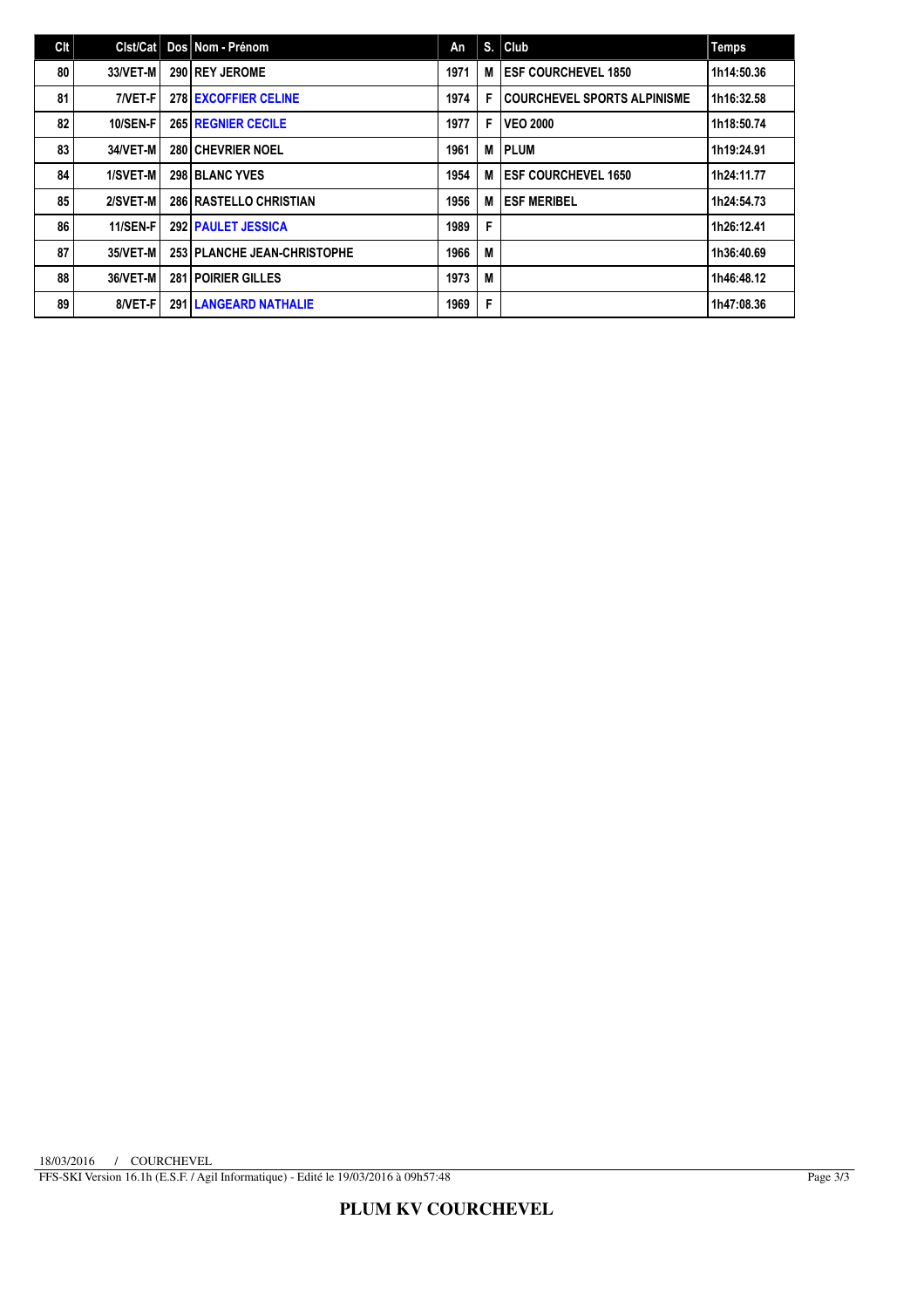| Clt | Clst/Cat | Dos | Nom - Prénom | An | S. | Club | Temps |
|---|---|---|---|---|---|---|---|
| 80 | 33/VET-M | 290 | REY JEROME | 1971 | M | ESF COURCHEVEL 1850 | 1h14:50.36 |
| 81 | 7/VET-F | 278 | EXCOFFIER CELINE | 1974 | F | COURCHEVEL SPORTS ALPINISME | 1h16:32.58 |
| 82 | 10/SEN-F | 265 | REGNIER CECILE | 1977 | F | VEO 2000 | 1h18:50.74 |
| 83 | 34/VET-M | 280 | CHEVRIER NOEL | 1961 | M | PLUM | 1h19:24.91 |
| 84 | 1/SVET-M | 298 | BLANC YVES | 1954 | M | ESF COURCHEVEL 1650 | 1h24:11.77 |
| 85 | 2/SVET-M | 286 | RASTELLO CHRISTIAN | 1956 | M | ESF MERIBEL | 1h24:54.73 |
| 86 | 11/SEN-F | 292 | PAULET JESSICA | 1989 | F | | 1h26:12.41 |
| 87 | 35/VET-M | 253 | PLANCHE JEAN-CHRISTOPHE | 1966 | M | | 1h36:40.69 |
| 88 | 36/VET-M | 281 | POIRIER GILLES | 1973 | M | | 1h46:48.12 |
| 89 | 8/VET-F | 291 | LANGEARD NATHALIE | 1969 | F | | 1h47:08.36 |

18/03/2016 / COURCHEVEL

FFS-SKI Version 16.1h (E.S.F. / Agil Informatique) - Edité le 19/03/2016 à 09h57:48

**PLUM KV COURCHEVEL**